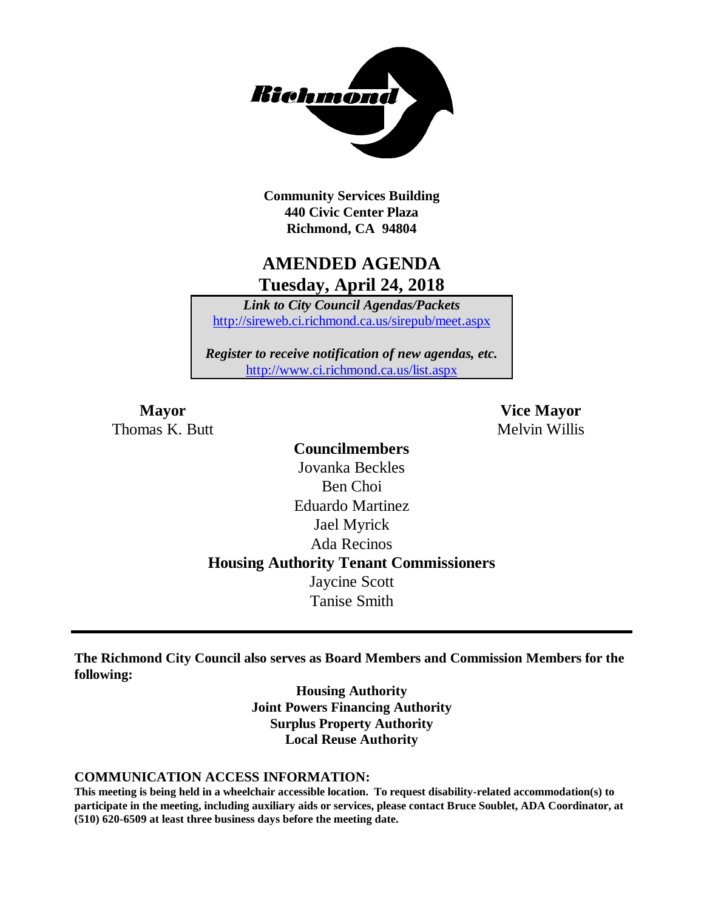Richmond

**Community Services Building**
**440 Civic Center Plaza**
**Richmond, CA 94804**

# AMENDED AGENDA
## Tuesday, April 24, 2018

***Link to City Council Agendas/Packets***
http://sireweb.ci.richmond.ca.us/sirepub/meet.aspx

***Register to receive notification of new agendas, etc.***
http://www.ci.richmond.ca.us/list.aspx

**Mayor**
Thomas K. Butt

**Vice Mayor**
Melvin Willis

**Councilmembers**
Jovanka Beckles
Ben Choi
Eduardo Martinez
Jael Myrick
Ada Recinos

**Housing Authority Tenant Commissioners**
Jaycine Scott
Tanise Smith

---

**The Richmond City Council also serves as Board Members and Commission Members for the following:**

**Housing Authority**
**Joint Powers Financing Authority**
**Surplus Property Authority**
**Local Reuse Authority**

**COMMUNICATION ACCESS INFORMATION:**

**This meeting is being held in a wheelchair accessible location. To request disability-related accommodation(s) to participate in the meeting, including auxiliary aids or services, please contact Bruce Soublet, ADA Coordinator, at (510) 620-6509 at least three business days before the meeting date.**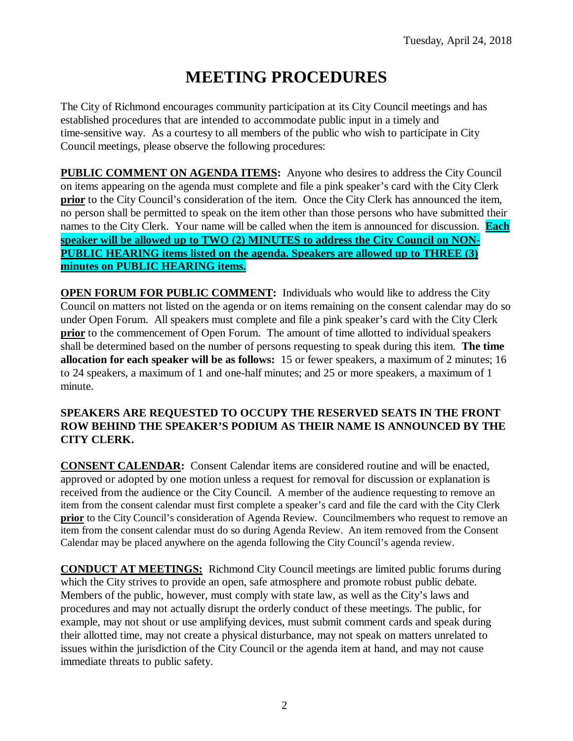# MEETING PROCEDURES

The City of Richmond encourages community participation at its City Council meetings and has established procedures that are intended to accommodate public input in a timely and time-sensitive way. As a courtesy to all members of the public who wish to participate in City Council meetings, please observe the following procedures:

**PUBLIC COMMENT ON AGENDA ITEMS:** Anyone who desires to address the City Council on items appearing on the agenda must complete and file a pink speaker's card with the City Clerk **prior** to the City Council's consideration of the item. Once the City Clerk has announced the item, no person shall be permitted to speak on the item other than those persons who have submitted their names to the City Clerk. Your name will be called when the item is announced for discussion. **Each speaker will be allowed up to TWO (2) MINUTES to address the City Council on NON-PUBLIC HEARING items listed on the agenda. Speakers are allowed up to THREE (3) minutes on PUBLIC HEARING items.**

**OPEN FORUM FOR PUBLIC COMMENT:** Individuals who would like to address the City Council on matters not listed on the agenda or on items remaining on the consent calendar may do so under Open Forum. All speakers must complete and file a pink speaker's card with the City Clerk **prior** to the commencement of Open Forum. The amount of time allotted to individual speakers shall be determined based on the number of persons requesting to speak during this item. **The time allocation for each speaker will be as follows:** 15 or fewer speakers, a maximum of 2 minutes; 16 to 24 speakers, a maximum of 1 and one-half minutes; and 25 or more speakers, a maximum of 1 minute.

**SPEAKERS ARE REQUESTED TO OCCUPY THE RESERVED SEATS IN THE FRONT ROW BEHIND THE SPEAKER'S PODIUM AS THEIR NAME IS ANNOUNCED BY THE CITY CLERK.**

**CONSENT CALENDAR:** Consent Calendar items are considered routine and will be enacted, approved or adopted by one motion unless a request for removal for discussion or explanation is received from the audience or the City Council. A member of the audience requesting to remove an item from the consent calendar must first complete a speaker's card and file the card with the City Clerk **prior** to the City Council's consideration of Agenda Review. Councilmembers who request to remove an item from the consent calendar must do so during Agenda Review. An item removed from the Consent Calendar may be placed anywhere on the agenda following the City Council's agenda review.

**CONDUCT AT MEETINGS:** Richmond City Council meetings are limited public forums during which the City strives to provide an open, safe atmosphere and promote robust public debate. Members of the public, however, must comply with state law, as well as the City's laws and procedures and may not actually disrupt the orderly conduct of these meetings. The public, for example, may not shout or use amplifying devices, must submit comment cards and speak during their allotted time, may not create a physical disturbance, may not speak on matters unrelated to issues within the jurisdiction of the City Council or the agenda item at hand, and may not cause immediate threats to public safety.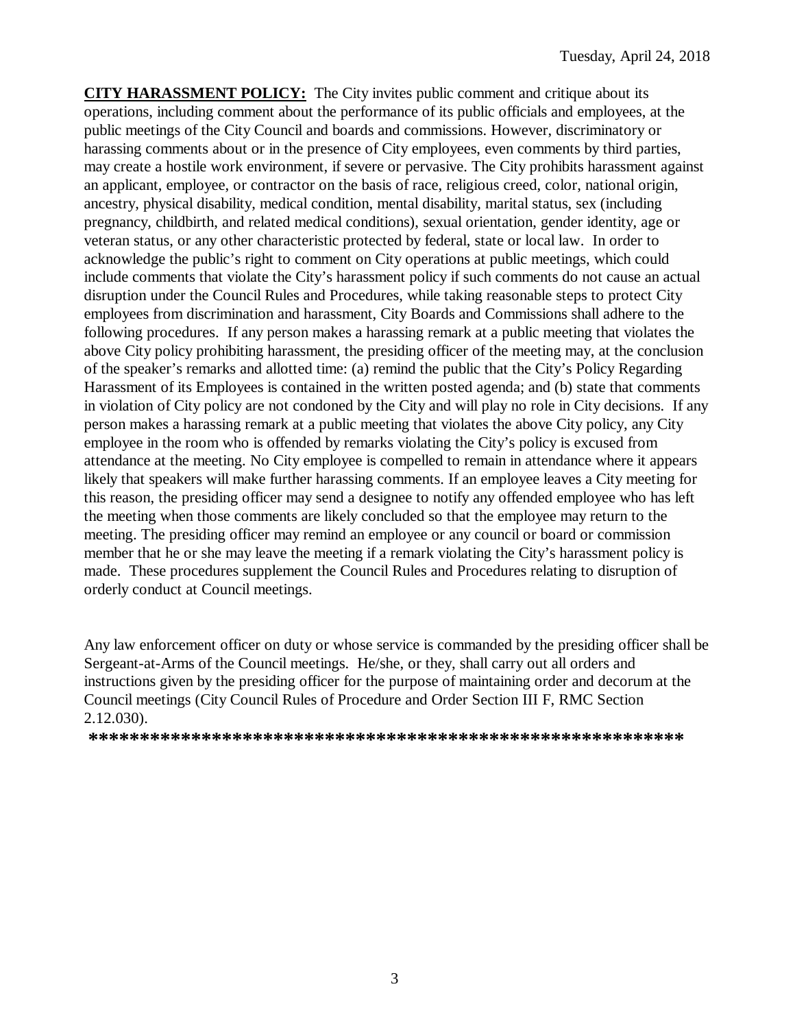**CITY HARASSMENT POLICY:** The City invites public comment and critique about its operations, including comment about the performance of its public officials and employees, at the public meetings of the City Council and boards and commissions. However, discriminatory or harassing comments about or in the presence of City employees, even comments by third parties, may create a hostile work environment, if severe or pervasive. The City prohibits harassment against an applicant, employee, or contractor on the basis of race, religious creed, color, national origin, ancestry, physical disability, medical condition, mental disability, marital status, sex (including pregnancy, childbirth, and related medical conditions), sexual orientation, gender identity, age or veteran status, or any other characteristic protected by federal, state or local law. In order to acknowledge the public's right to comment on City operations at public meetings, which could include comments that violate the City's harassment policy if such comments do not cause an actual disruption under the Council Rules and Procedures, while taking reasonable steps to protect City employees from discrimination and harassment, City Boards and Commissions shall adhere to the following procedures. If any person makes a harassing remark at a public meeting that violates the above City policy prohibiting harassment, the presiding officer of the meeting may, at the conclusion of the speaker's remarks and allotted time: (a) remind the public that the City's Policy Regarding Harassment of its Employees is contained in the written posted agenda; and (b) state that comments in violation of City policy are not condoned by the City and will play no role in City decisions. If any person makes a harassing remark at a public meeting that violates the above City policy, any City employee in the room who is offended by remarks violating the City's policy is excused from attendance at the meeting. No City employee is compelled to remain in attendance where it appears likely that speakers will make further harassing comments. If an employee leaves a City meeting for this reason, the presiding officer may send a designee to notify any offended employee who has left the meeting when those comments are likely concluded so that the employee may return to the meeting. The presiding officer may remind an employee or any council or board or commission member that he or she may leave the meeting if a remark violating the City's harassment policy is made. These procedures supplement the Council Rules and Procedures relating to disruption of orderly conduct at Council meetings.

Any law enforcement officer on duty or whose service is commanded by the presiding officer shall be Sergeant-at-Arms of the Council meetings. He/she, or they, shall carry out all orders and instructions given by the presiding officer for the purpose of maintaining order and decorum at the Council meetings (City Council Rules of Procedure and Order Section III F, RMC Section 2.12.030).

**********************************************************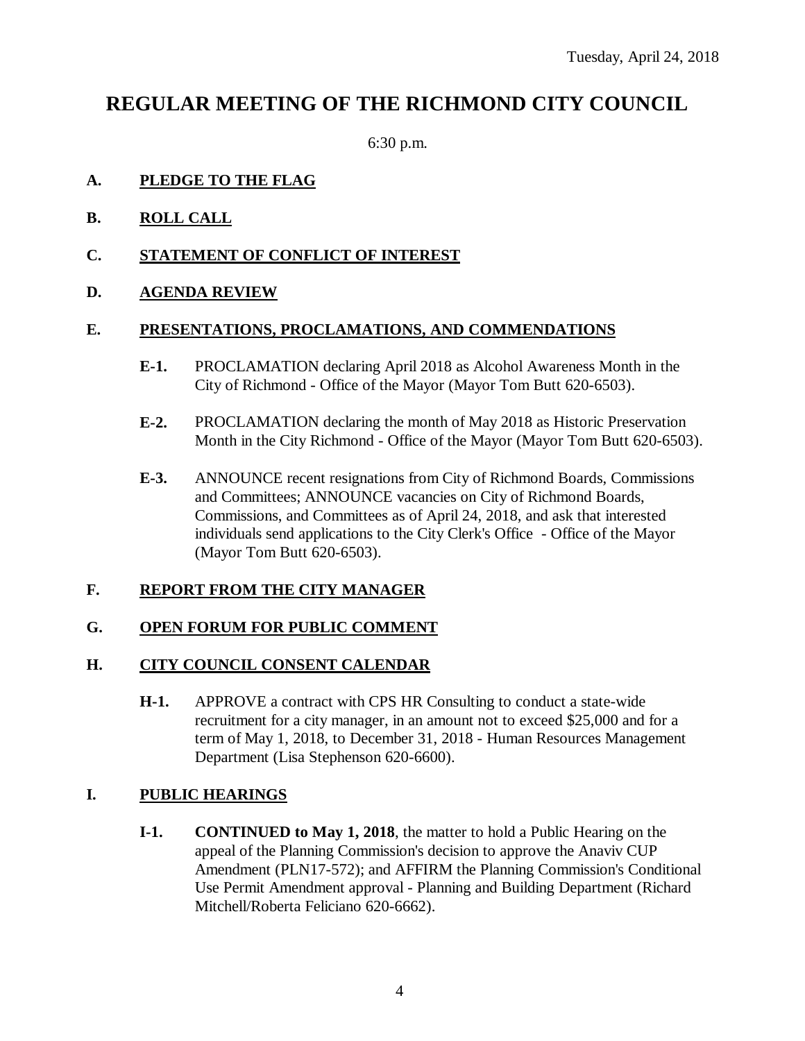Tuesday, April 24, 2018

# REGULAR MEETING OF THE RICHMOND CITY COUNCIL

6:30 p.m.

**A. PLEDGE TO THE FLAG**

**B. ROLL CALL**

**C. STATEMENT OF CONFLICT OF INTEREST**

**D. AGENDA REVIEW**

**E. PRESENTATIONS, PROCLAMATIONS, AND COMMENDATIONS**

**E-1.** PROCLAMATION declaring April 2018 as Alcohol Awareness Month in the City of Richmond - Office of the Mayor (Mayor Tom Butt 620-6503).

**E-2.** PROCLAMATION declaring the month of May 2018 as Historic Preservation Month in the City Richmond - Office of the Mayor (Mayor Tom Butt 620-6503).

**E-3.** ANNOUNCE recent resignations from City of Richmond Boards, Commissions and Committees; ANNOUNCE vacancies on City of Richmond Boards, Commissions, and Committees as of April 24, 2018, and ask that interested individuals send applications to the City Clerk's Office - Office of the Mayor (Mayor Tom Butt 620-6503).

**F. REPORT FROM THE CITY MANAGER**

**G. OPEN FORUM FOR PUBLIC COMMENT**

**H. CITY COUNCIL CONSENT CALENDAR**

**H-1.** APPROVE a contract with CPS HR Consulting to conduct a state-wide recruitment for a city manager, in an amount not to exceed $25,000 and for a term of May 1, 2018, to December 31, 2018 - Human Resources Management Department (Lisa Stephenson 620-6600).

**I. PUBLIC HEARINGS**

**I-1.** **CONTINUED to May 1, 2018**, the matter to hold a Public Hearing on the appeal of the Planning Commission's decision to approve the Anaviv CUP Amendment (PLN17-572); and AFFIRM the Planning Commission's Conditional Use Permit Amendment approval - Planning and Building Department (Richard Mitchell/Roberta Feliciano 620-6662).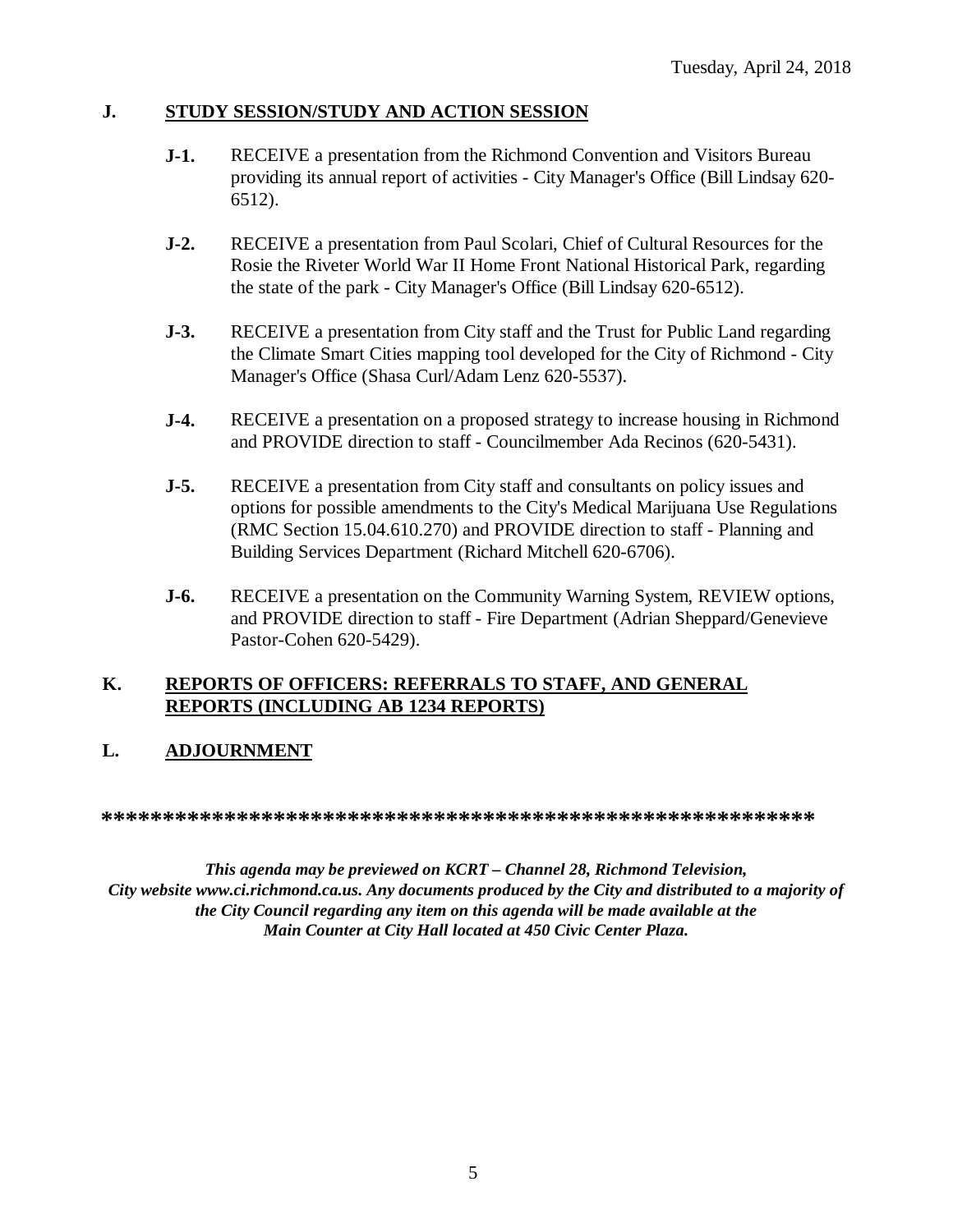Tuesday, April 24, 2018

## J. STUDY SESSION/STUDY AND ACTION SESSION

**J-1.** RECEIVE a presentation from the Richmond Convention and Visitors Bureau providing its annual report of activities - City Manager's Office (Bill Lindsay 620-6512).

**J-2.** RECEIVE a presentation from Paul Scolari, Chief of Cultural Resources for the Rosie the Riveter World War II Home Front National Historical Park, regarding the state of the park - City Manager's Office (Bill Lindsay 620-6512).

**J-3.** RECEIVE a presentation from City staff and the Trust for Public Land regarding the Climate Smart Cities mapping tool developed for the City of Richmond - City Manager's Office (Shasa Curl/Adam Lenz 620-5537).

**J-4.** RECEIVE a presentation on a proposed strategy to increase housing in Richmond and PROVIDE direction to staff - Councilmember Ada Recinos (620-5431).

**J-5.** RECEIVE a presentation from City staff and consultants on policy issues and options for possible amendments to the City's Medical Marijuana Use Regulations (RMC Section 15.04.610.270) and PROVIDE direction to staff - Planning and Building Services Department (Richard Mitchell 620-6706).

**J-6.** RECEIVE a presentation on the Community Warning System, REVIEW options, and PROVIDE direction to staff - Fire Department (Adrian Sheppard/Genevieve Pastor-Cohen 620-5429).

## K. REPORTS OF OFFICERS: REFERRALS TO STAFF, AND GENERAL REPORTS (INCLUDING AB 1234 REPORTS)

## L. ADJOURNMENT

**************************************************************

***This agenda may be previewed on KCRT – Channel 28, Richmond Television, City website www.ci.richmond.ca.us. Any documents produced by the City and distributed to a majority of the City Council regarding any item on this agenda will be made available at the Main Counter at City Hall located at 450 Civic Center Plaza.***